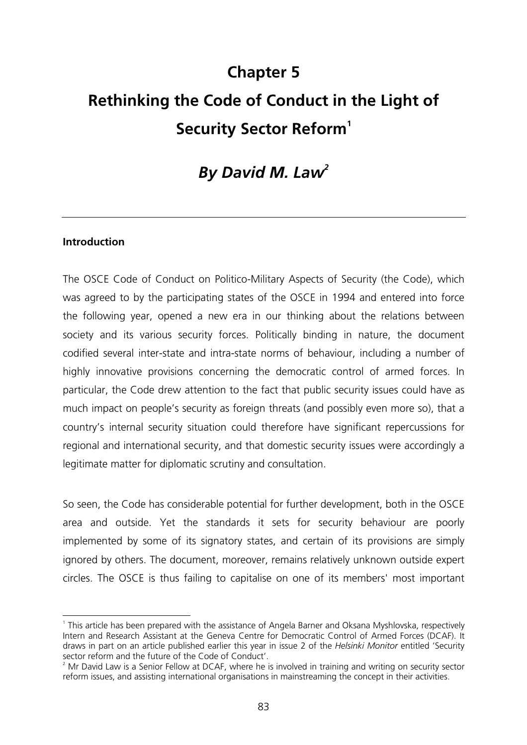# Chapter 5

# Rethinking the Code of Conduct in the Light of Security Sector Reform[1]

## *By David M. Law*[2]

---

### Introduction

The OSCE Code of Conduct on Politico-Military Aspects of Security (the Code), which was agreed to by the participating states of the OSCE in 1994 and entered into force the following year, opened a new era in our thinking about the relations between society and its various security forces. Politically binding in nature, the document codified several inter-state and intra-state norms of behaviour, including a number of highly innovative provisions concerning the democratic control of armed forces. In particular, the Code drew attention to the fact that public security issues could have as much impact on people's security as foreign threats (and possibly even more so), that a country's internal security situation could therefore have significant repercussions for regional and international security, and that domestic security issues were accordingly a legitimate matter for diplomatic scrutiny and consultation.

So seen, the Code has considerable potential for further development, both in the OSCE area and outside. Yet the standards it sets for security behaviour are poorly implemented by some of its signatory states, and certain of its provisions are simply ignored by others. The document, moreover, remains relatively unknown outside expert circles. The OSCE is thus failing to capitalise on one of its members' most important

---

[1] This article has been prepared with the assistance of Angela Barner and Oksana Myshlovska, respectively Intern and Research Assistant at the Geneva Centre for Democratic Control of Armed Forces (DCAF). It draws in part on an article published earlier this year in issue 2 of the *Helsinki Monitor* entitled 'Security sector reform and the future of the Code of Conduct'.

[2] Mr David Law is a Senior Fellow at DCAF, where he is involved in training and writing on security sector reform issues, and assisting international organisations in mainstreaming the concept in their activities.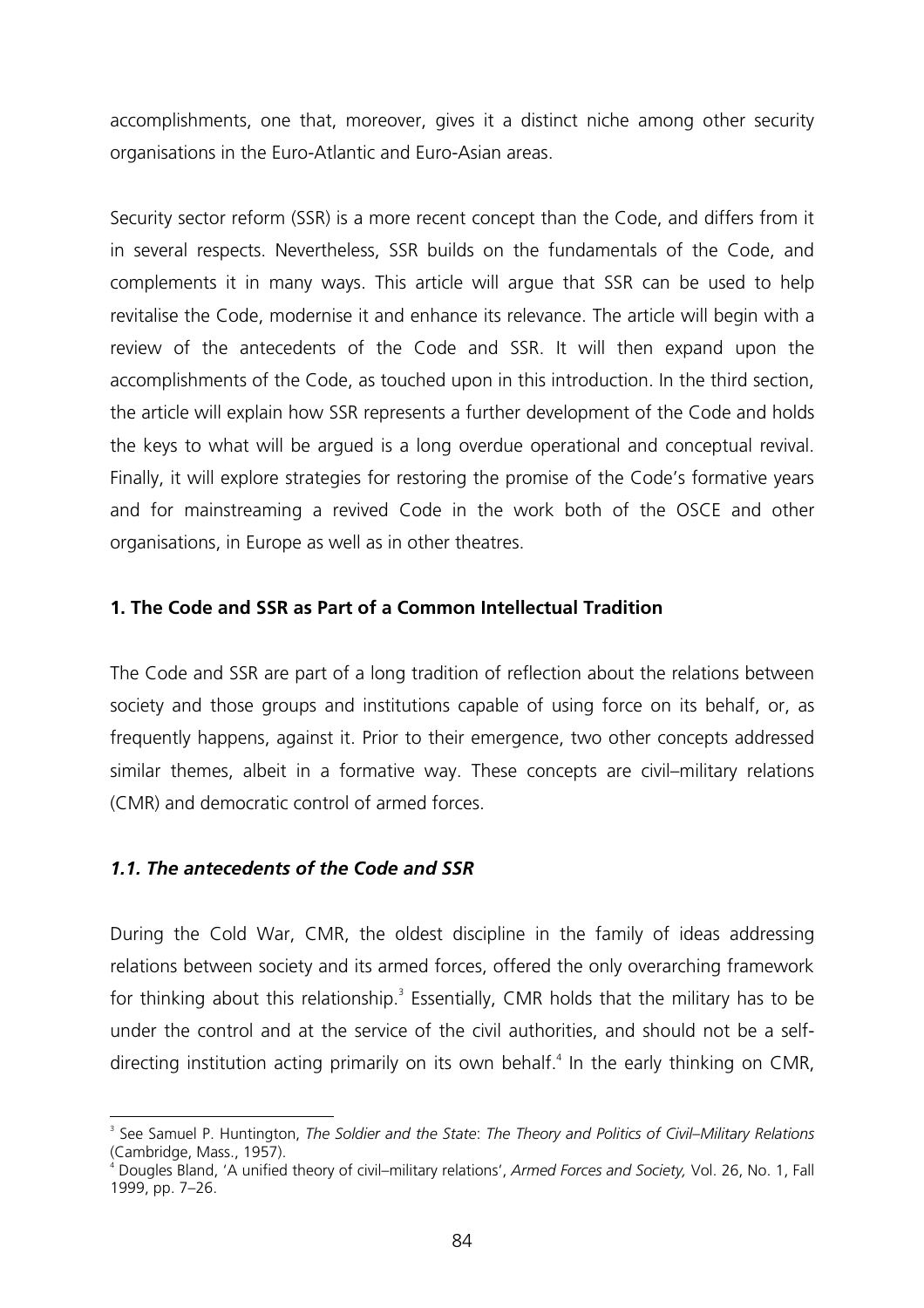accomplishments, one that, moreover, gives it a distinct niche among other security organisations in the Euro-Atlantic and Euro-Asian areas.

Security sector reform (SSR) is a more recent concept than the Code, and differs from it in several respects. Nevertheless, SSR builds on the fundamentals of the Code, and complements it in many ways. This article will argue that SSR can be used to help revitalise the Code, modernise it and enhance its relevance. The article will begin with a review of the antecedents of the Code and SSR. It will then expand upon the accomplishments of the Code, as touched upon in this introduction. In the third section, the article will explain how SSR represents a further development of the Code and holds the keys to what will be argued is a long overdue operational and conceptual revival. Finally, it will explore strategies for restoring the promise of the Code's formative years and for mainstreaming a revived Code in the work both of the OSCE and other organisations, in Europe as well as in other theatres.

## 1. The Code and SSR as Part of a Common Intellectual Tradition

The Code and SSR are part of a long tradition of reflection about the relations between society and those groups and institutions capable of using force on its behalf, or, as frequently happens, against it. Prior to their emergence, two other concepts addressed similar themes, albeit in a formative way. These concepts are civil–military relations (CMR) and democratic control of armed forces.

### *1.1. The antecedents of the Code and SSR*

During the Cold War, CMR, the oldest discipline in the family of ideas addressing relations between society and its armed forces, offered the only overarching framework for thinking about this relationship.[3] Essentially, CMR holds that the military has to be under the control and at the service of the civil authorities, and should not be a self-directing institution acting primarily on its own behalf.[4] In the early thinking on CMR,

---

[3] See Samuel P. Huntington, *The Soldier and the State*: *The Theory and Politics of Civil–Military Relations* (Cambridge, Mass., 1957).

[4] Dougles Bland, 'A unified theory of civil–military relations', *Armed Forces and Society,* Vol. 26, No. 1, Fall 1999, pp. 7–26.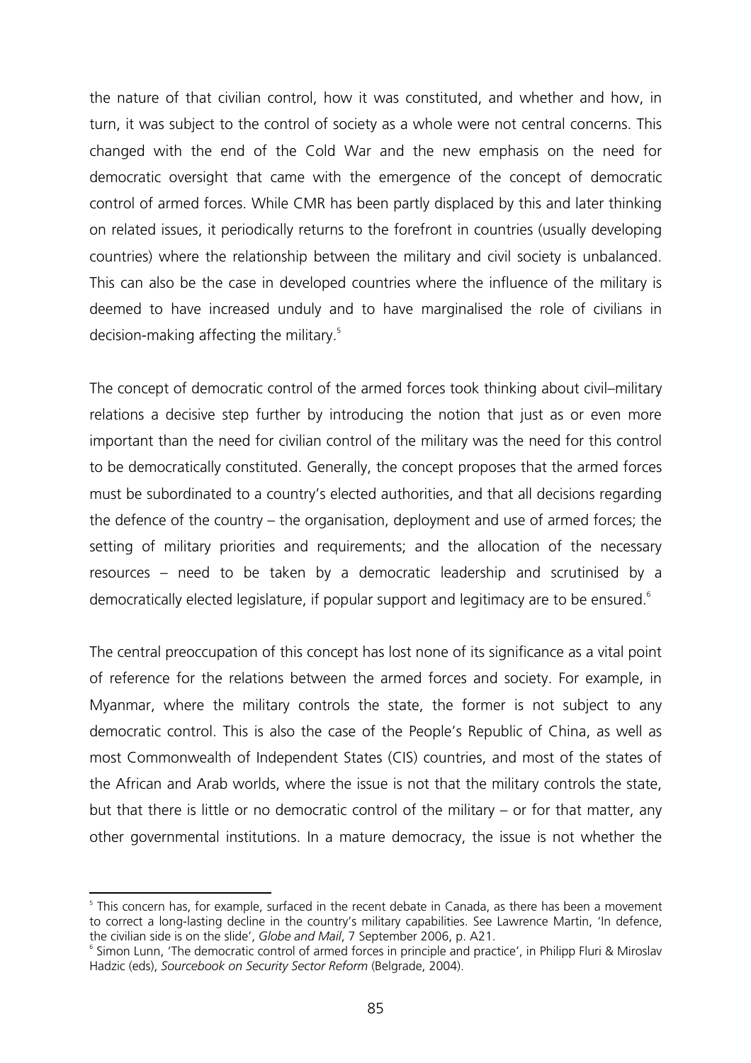the nature of that civilian control, how it was constituted, and whether and how, in turn, it was subject to the control of society as a whole were not central concerns. This changed with the end of the Cold War and the new emphasis on the need for democratic oversight that came with the emergence of the concept of democratic control of armed forces. While CMR has been partly displaced by this and later thinking on related issues, it periodically returns to the forefront in countries (usually developing countries) where the relationship between the military and civil society is unbalanced. This can also be the case in developed countries where the influence of the military is deemed to have increased unduly and to have marginalised the role of civilians in decision-making affecting the military.[5]

The concept of democratic control of the armed forces took thinking about civil–military relations a decisive step further by introducing the notion that just as or even more important than the need for civilian control of the military was the need for this control to be democratically constituted. Generally, the concept proposes that the armed forces must be subordinated to a country's elected authorities, and that all decisions regarding the defence of the country – the organisation, deployment and use of armed forces; the setting of military priorities and requirements; and the allocation of the necessary resources – need to be taken by a democratic leadership and scrutinised by a democratically elected legislature, if popular support and legitimacy are to be ensured.[6]

The central preoccupation of this concept has lost none of its significance as a vital point of reference for the relations between the armed forces and society. For example, in Myanmar, where the military controls the state, the former is not subject to any democratic control. This is also the case of the People's Republic of China, as well as most Commonwealth of Independent States (CIS) countries, and most of the states of the African and Arab worlds, where the issue is not that the military controls the state, but that there is little or no democratic control of the military – or for that matter, any other governmental institutions. In a mature democracy, the issue is not whether the

---

[5] This concern has, for example, surfaced in the recent debate in Canada, as there has been a movement to correct a long-lasting decline in the country's military capabilities. See Lawrence Martin, 'In defence, the civilian side is on the slide', *Globe and Mail*, 7 September 2006, p. A21.

[6] Simon Lunn, 'The democratic control of armed forces in principle and practice', in Philipp Fluri & Miroslav Hadzic (eds), *Sourcebook on Security Sector Reform* (Belgrade, 2004).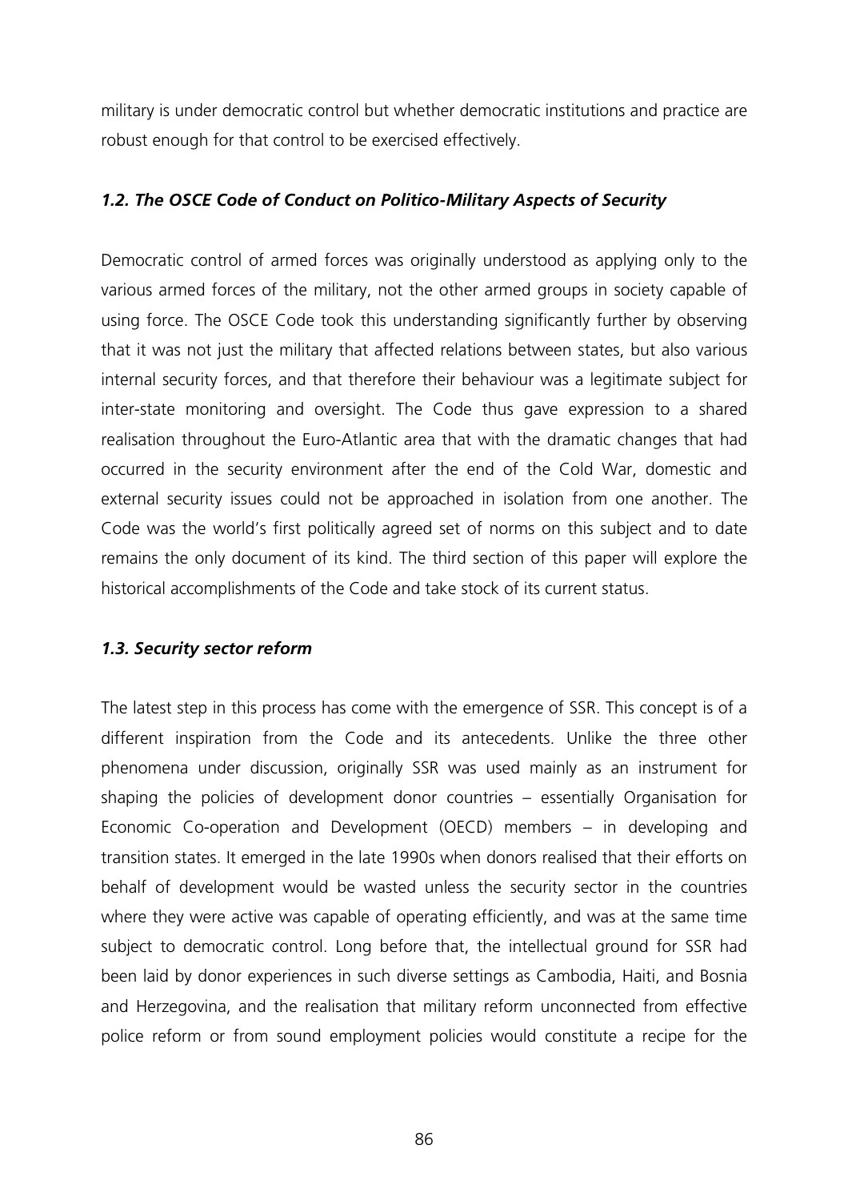military is under democratic control but whether democratic institutions and practice are robust enough for that control to be exercised effectively.

### *1.2. The OSCE Code of Conduct on Politico-Military Aspects of Security*

Democratic control of armed forces was originally understood as applying only to the various armed forces of the military, not the other armed groups in society capable of using force. The OSCE Code took this understanding significantly further by observing that it was not just the military that affected relations between states, but also various internal security forces, and that therefore their behaviour was a legitimate subject for inter-state monitoring and oversight. The Code thus gave expression to a shared realisation throughout the Euro-Atlantic area that with the dramatic changes that had occurred in the security environment after the end of the Cold War, domestic and external security issues could not be approached in isolation from one another. The Code was the world's first politically agreed set of norms on this subject and to date remains the only document of its kind. The third section of this paper will explore the historical accomplishments of the Code and take stock of its current status.

### *1.3. Security sector reform*

The latest step in this process has come with the emergence of SSR. This concept is of a different inspiration from the Code and its antecedents. Unlike the three other phenomena under discussion, originally SSR was used mainly as an instrument for shaping the policies of development donor countries – essentially Organisation for Economic Co-operation and Development (OECD) members – in developing and transition states. It emerged in the late 1990s when donors realised that their efforts on behalf of development would be wasted unless the security sector in the countries where they were active was capable of operating efficiently, and was at the same time subject to democratic control. Long before that, the intellectual ground for SSR had been laid by donor experiences in such diverse settings as Cambodia, Haiti, and Bosnia and Herzegovina, and the realisation that military reform unconnected from effective police reform or from sound employment policies would constitute a recipe for the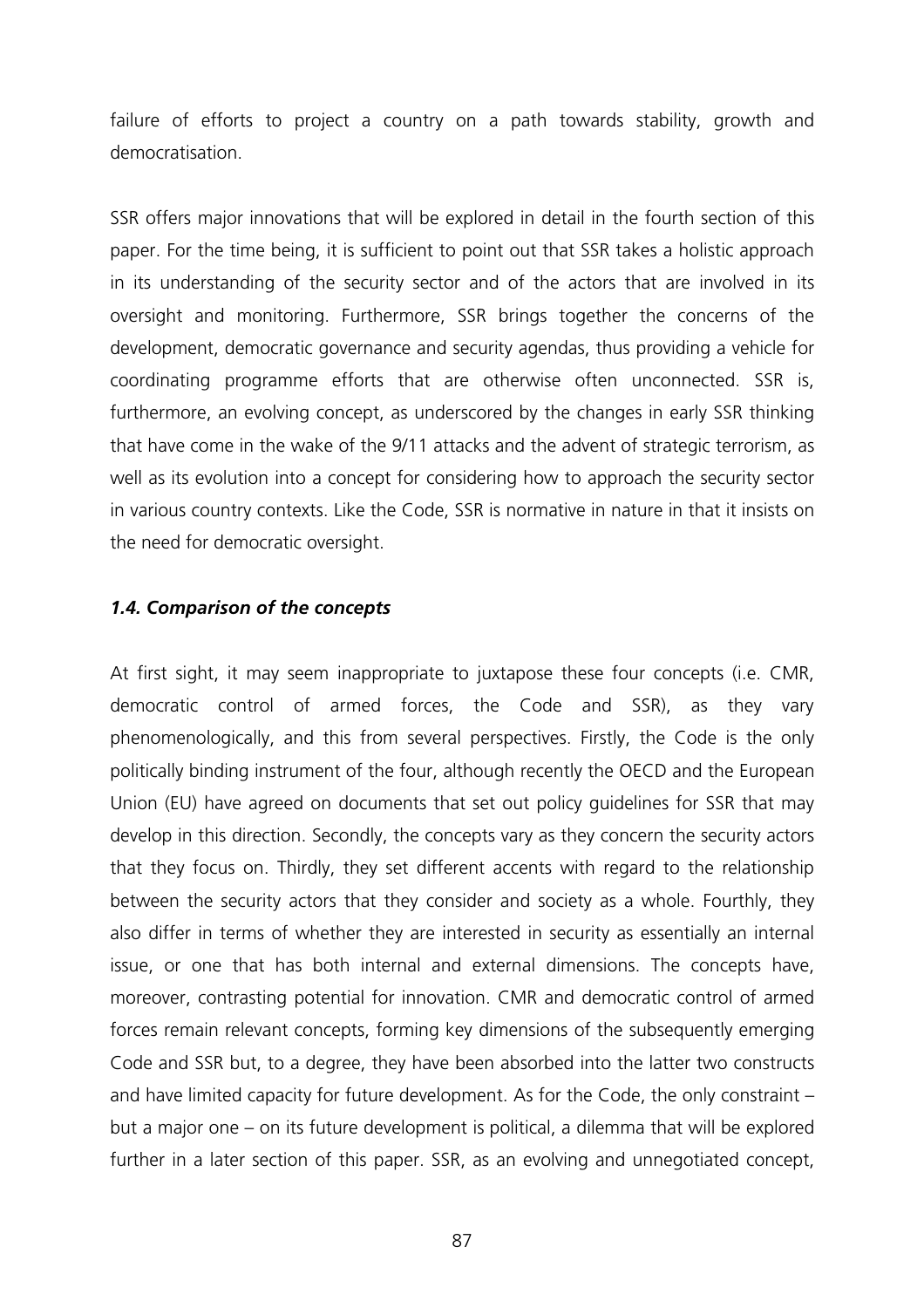failure of efforts to project a country on a path towards stability, growth and democratisation.

SSR offers major innovations that will be explored in detail in the fourth section of this paper. For the time being, it is sufficient to point out that SSR takes a holistic approach in its understanding of the security sector and of the actors that are involved in its oversight and monitoring. Furthermore, SSR brings together the concerns of the development, democratic governance and security agendas, thus providing a vehicle for coordinating programme efforts that are otherwise often unconnected. SSR is, furthermore, an evolving concept, as underscored by the changes in early SSR thinking that have come in the wake of the 9/11 attacks and the advent of strategic terrorism, as well as its evolution into a concept for considering how to approach the security sector in various country contexts. Like the Code, SSR is normative in nature in that it insists on the need for democratic oversight.

### *1.4. Comparison of the concepts*

At first sight, it may seem inappropriate to juxtapose these four concepts (i.e. CMR, democratic control of armed forces, the Code and SSR), as they vary phenomenologically, and this from several perspectives. Firstly, the Code is the only politically binding instrument of the four, although recently the OECD and the European Union (EU) have agreed on documents that set out policy guidelines for SSR that may develop in this direction. Secondly, the concepts vary as they concern the security actors that they focus on. Thirdly, they set different accents with regard to the relationship between the security actors that they consider and society as a whole. Fourthly, they also differ in terms of whether they are interested in security as essentially an internal issue, or one that has both internal and external dimensions. The concepts have, moreover, contrasting potential for innovation. CMR and democratic control of armed forces remain relevant concepts, forming key dimensions of the subsequently emerging Code and SSR but, to a degree, they have been absorbed into the latter two constructs and have limited capacity for future development. As for the Code, the only constraint – but a major one – on its future development is political, a dilemma that will be explored further in a later section of this paper. SSR, as an evolving and unnegotiated concept,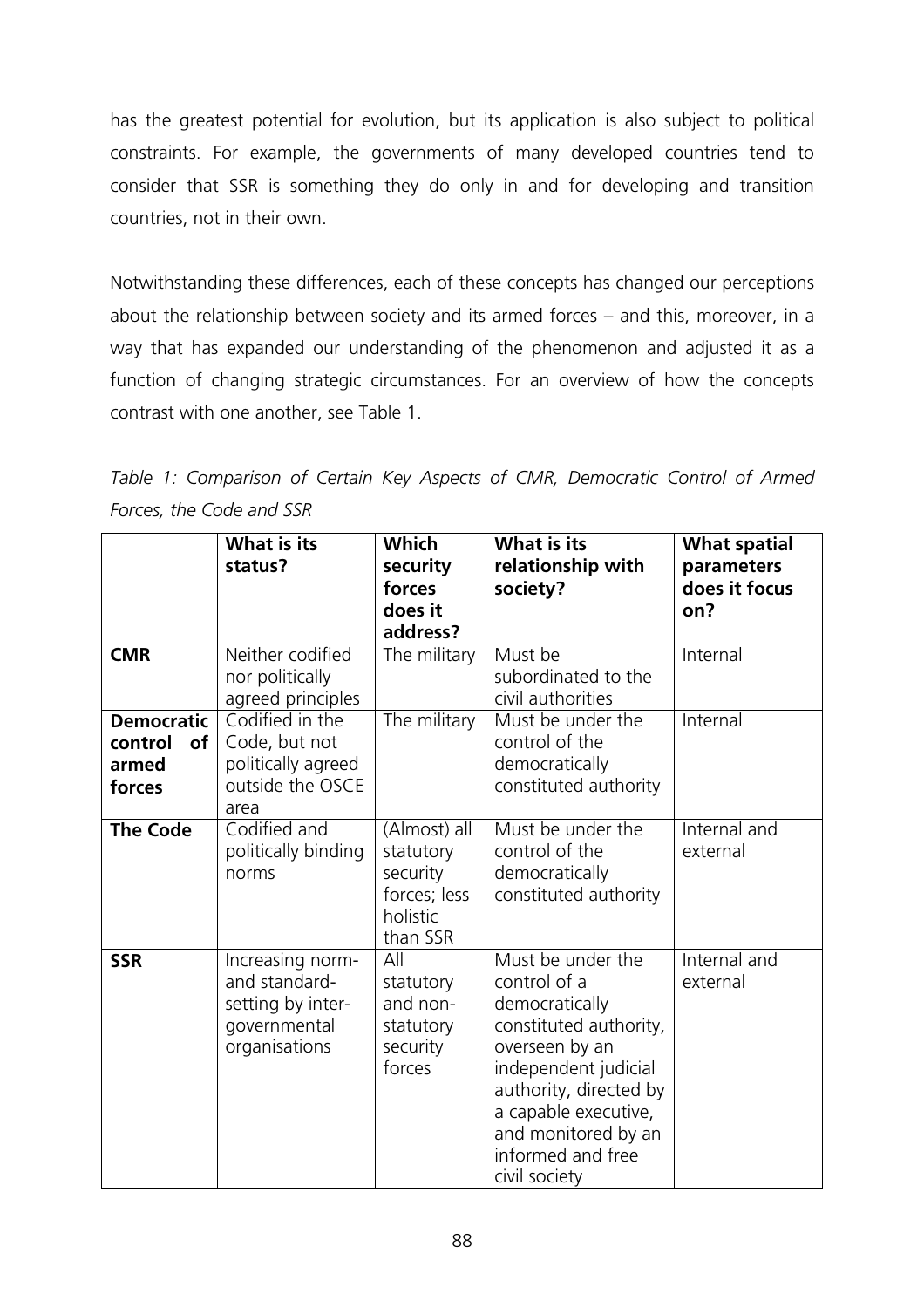has the greatest potential for evolution, but its application is also subject to political constraints. For example, the governments of many developed countries tend to consider that SSR is something they do only in and for developing and transition countries, not in their own.

Notwithstanding these differences, each of these concepts has changed our perceptions about the relationship between society and its armed forces – and this, moreover, in a way that has expanded our understanding of the phenomenon and adjusted it as a function of changing strategic circumstances. For an overview of how the concepts contrast with one another, see Table 1.

*Table 1: Comparison of Certain Key Aspects of CMR, Democratic Control of Armed Forces, the Code and SSR*

| | **What is its status?** | **Which security forces does it address?** | **What is its relationship with society?** | **What spatial parameters does it focus on?** |
|---|---|---|---|---|
| **CMR** | Neither codified nor politically agreed principles | The military | Must be subordinated to the civil authorities | Internal |
| **Democratic control of armed forces** | Codified in the Code, but not politically agreed outside the OSCE area | The military | Must be under the control of the democratically constituted authority | Internal |
| **The Code** | Codified and politically binding norms | (Almost) all statutory security forces; less holistic than SSR | Must be under the control of the democratically constituted authority | Internal and external |
| **SSR** | Increasing norm- and standard-setting by inter-governmental organisations | All statutory and non-statutory security forces | Must be under the control of a democratically constituted authority, overseen by an independent judicial authority, directed by a capable executive, and monitored by an informed and free civil society | Internal and external |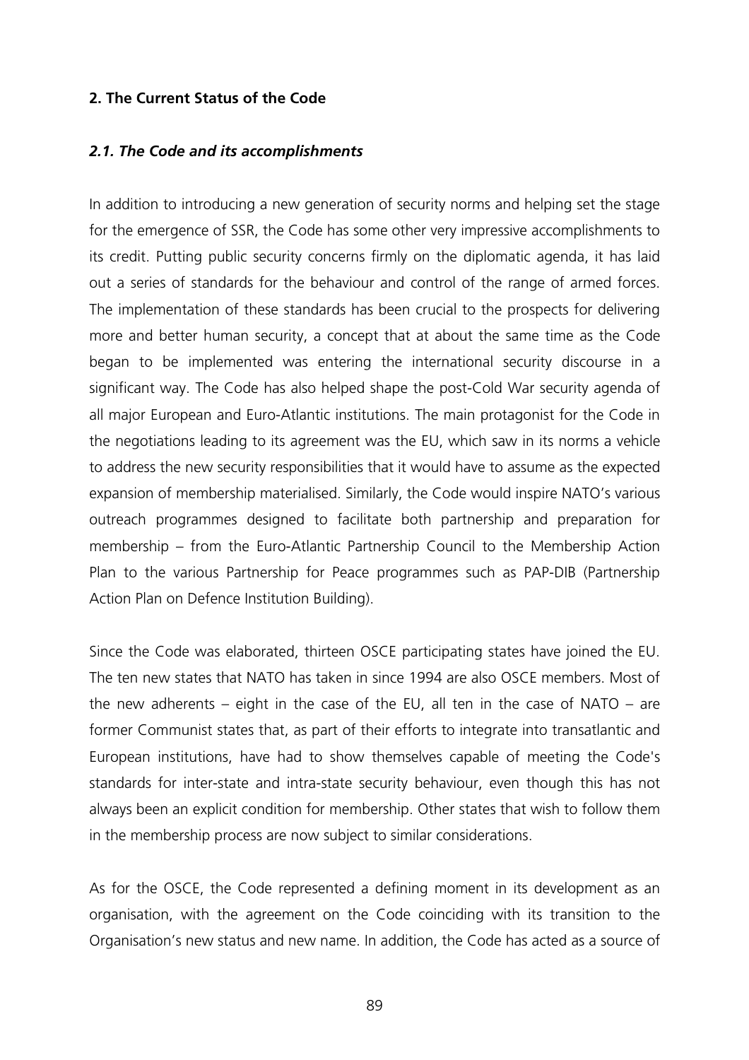## 2. The Current Status of the Code

### *2.1. The Code and its accomplishments*

In addition to introducing a new generation of security norms and helping set the stage for the emergence of SSR, the Code has some other very impressive accomplishments to its credit. Putting public security concerns firmly on the diplomatic agenda, it has laid out a series of standards for the behaviour and control of the range of armed forces. The implementation of these standards has been crucial to the prospects for delivering more and better human security, a concept that at about the same time as the Code began to be implemented was entering the international security discourse in a significant way. The Code has also helped shape the post-Cold War security agenda of all major European and Euro-Atlantic institutions. The main protagonist for the Code in the negotiations leading to its agreement was the EU, which saw in its norms a vehicle to address the new security responsibilities that it would have to assume as the expected expansion of membership materialised. Similarly, the Code would inspire NATO's various outreach programmes designed to facilitate both partnership and preparation for membership – from the Euro-Atlantic Partnership Council to the Membership Action Plan to the various Partnership for Peace programmes such as PAP-DIB (Partnership Action Plan on Defence Institution Building).

Since the Code was elaborated, thirteen OSCE participating states have joined the EU. The ten new states that NATO has taken in since 1994 are also OSCE members. Most of the new adherents – eight in the case of the EU, all ten in the case of NATO – are former Communist states that, as part of their efforts to integrate into transatlantic and European institutions, have had to show themselves capable of meeting the Code's standards for inter-state and intra-state security behaviour, even though this has not always been an explicit condition for membership. Other states that wish to follow them in the membership process are now subject to similar considerations.

As for the OSCE, the Code represented a defining moment in its development as an organisation, with the agreement on the Code coinciding with its transition to the Organisation's new status and new name. In addition, the Code has acted as a source of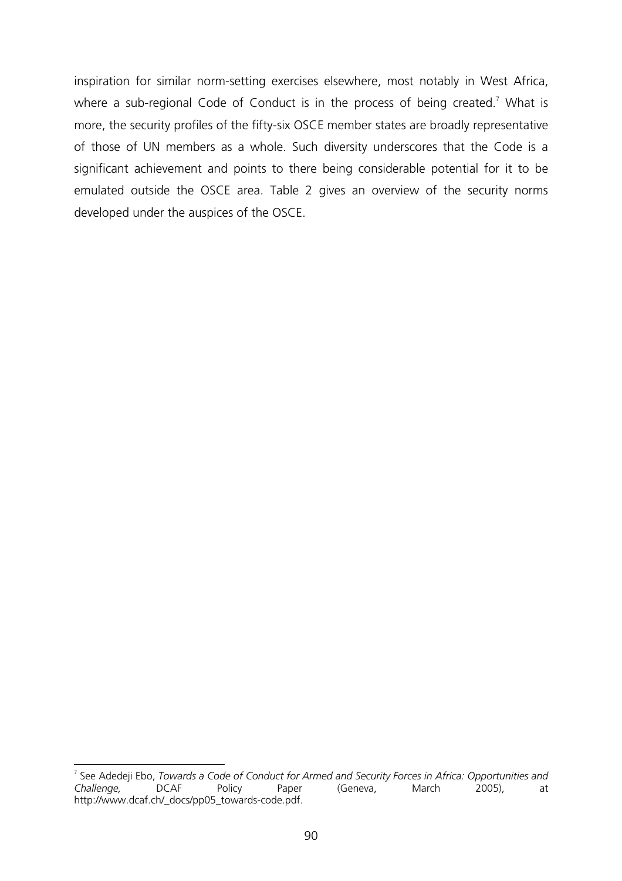inspiration for similar norm-setting exercises elsewhere, most notably in West Africa, where a sub-regional Code of Conduct is in the process of being created.[7] What is more, the security profiles of the fifty-six OSCE member states are broadly representative of those of UN members as a whole. Such diversity underscores that the Code is a significant achievement and points to there being considerable potential for it to be emulated outside the OSCE area. Table 2 gives an overview of the security norms developed under the auspices of the OSCE.

---

[7] See Adedeji Ebo, *Towards a Code of Conduct for Armed and Security Forces in Africa: Opportunities and Challenge,* DCAF Policy Paper (Geneva, March 2005), at http://www.dcaf.ch/_docs/pp05_towards-code.pdf.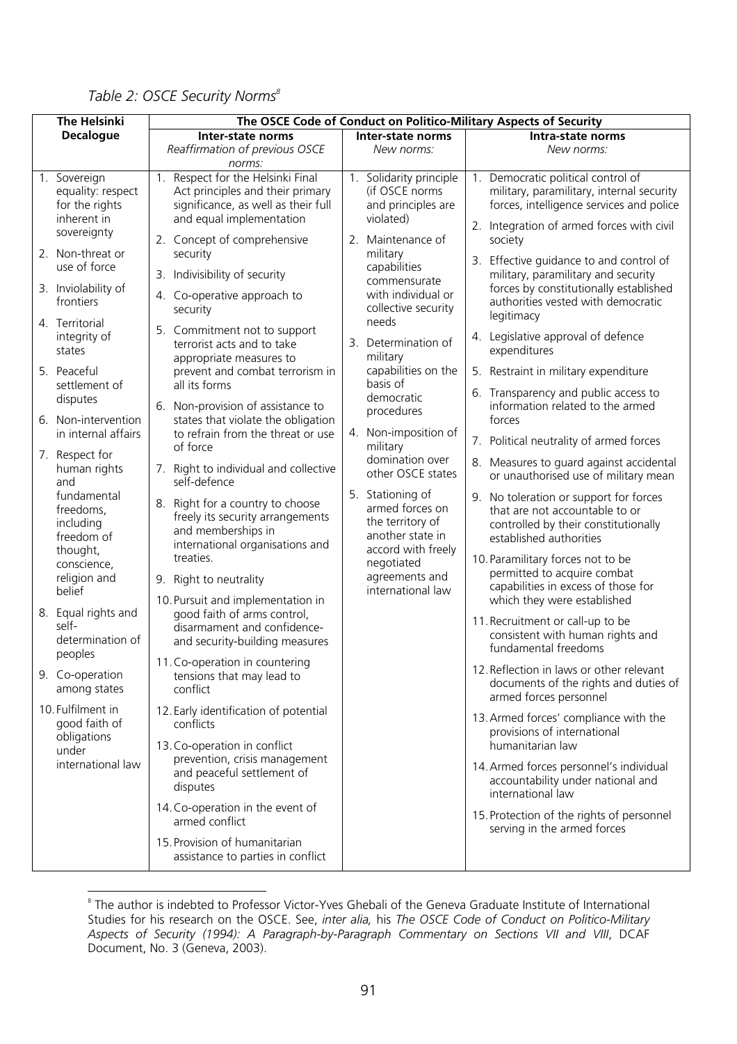*Table 2: OSCE Security Norms*[8]

| The Helsinki Decalogue | The OSCE Code of Conduct on Politico-Military Aspects of Security | | |
|---|---|---|---|
| | **Inter-state norms** *Reaffirmation of previous OSCE norms:* | **Inter-state norms** *New norms:* | **Intra-state norms** *New norms:* |
| 1. Sovereign equality: respect for the rights inherent in sovereignty | 1. Respect for the Helsinki Final Act principles and their primary significance, as well as their full and equal implementation | 1. Solidarity principle (if OSCE norms and principles are violated) | 1. Democratic political control of military, paramilitary, internal security forces, intelligence services and police |
| 2. Non-threat or use of force | 2. Concept of comprehensive security | 2. Maintenance of military capabilities commensurate with individual or collective security needs | 2. Integration of armed forces with civil society |
| 3. Inviolability of frontiers | 3. Indivisibility of security | 3. Determination of military capabilities on the basis of democratic procedures | 3. Effective guidance to and control of military, paramilitary and security forces by constitutionally established authorities vested with democratic legitimacy |
| 4. Territorial integrity of states | 4. Co-operative approach to security | 4. Non-imposition of military domination over other OSCE states | 4. Legislative approval of defence expenditures |
| 5. Peaceful settlement of disputes | 5. Commitment not to support terrorist acts and to take appropriate measures to prevent and combat terrorism in all its forms | 5. Stationing of armed forces on the territory of another state in accord with freely negotiated agreements and international law | 5. Restraint in military expenditure |
| 6. Non-intervention in internal affairs | 6. Non-provision of assistance to states that violate the obligation to refrain from the threat or use of force | | 6. Transparency and public access to information related to the armed forces |
| 7. Respect for human rights and fundamental freedoms, including freedom of thought, conscience, religion and belief | 7. Right to individual and collective self-defence | | 7. Political neutrality of armed forces |
| 8. Equal rights and self-determination of peoples | 8. Right for a country to choose freely its security arrangements and memberships in international organisations and treaties. | | 8. Measures to guard against accidental or unauthorised use of military mean |
| 9. Co-operation among states | 9. Right to neutrality | | 9. No toleration or support for forces that are not accountable to or controlled by their constitutionally established authorities |
| 10. Fulfilment in good faith of obligations under international law | 10. Pursuit and implementation in good faith of arms control, disarmament and confidence- and security-building measures | | 10. Paramilitary forces not to be permitted to acquire combat capabilities in excess of those for which they were established |
| | 11. Co-operation in countering tensions that may lead to conflict | | 11. Recruitment or call-up to be consistent with human rights and fundamental freedoms |
| | 12. Early identification of potential conflicts | | 12. Reflection in laws or other relevant documents of the rights and duties of armed forces personnel |
| | 13. Co-operation in conflict prevention, crisis management and peaceful settlement of disputes | | 13. Armed forces' compliance with the provisions of international humanitarian law |
| | 14. Co-operation in the event of armed conflict | | 14. Armed forces personnel's individual accountability under national and international law |
| | 15. Provision of humanitarian assistance to parties in conflict | | 15. Protection of the rights of personnel serving in the armed forces |

[8] The author is indebted to Professor Victor-Yves Ghebali of the Geneva Graduate Institute of International Studies for his research on the OSCE. See, *inter alia,* his *The OSCE Code of Conduct on Politico-Military Aspects of Security (1994): A Paragraph-by-Paragraph Commentary on Sections VII and VIII*, DCAF Document, No. 3 (Geneva, 2003).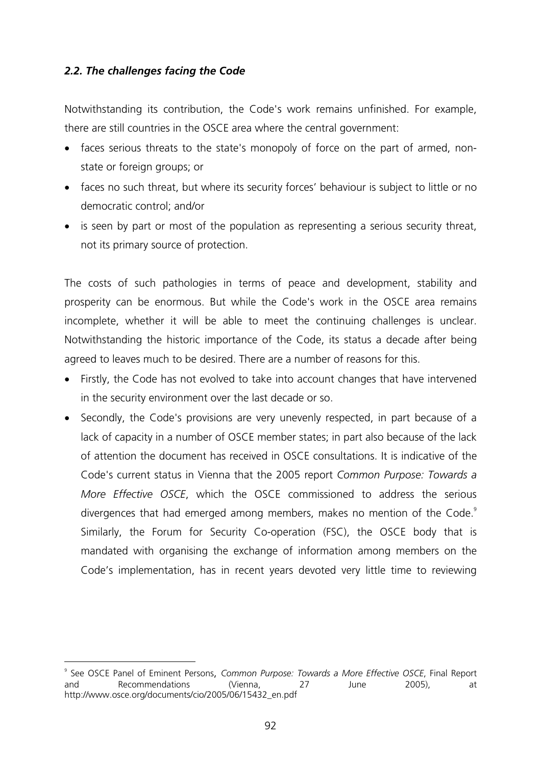### *2.2. The challenges facing the Code*

Notwithstanding its contribution, the Code's work remains unfinished. For example, there are still countries in the OSCE area where the central government:

- faces serious threats to the state's monopoly of force on the part of armed, non-state or foreign groups; or
- faces no such threat, but where its security forces' behaviour is subject to little or no democratic control; and/or
- is seen by part or most of the population as representing a serious security threat, not its primary source of protection.

The costs of such pathologies in terms of peace and development, stability and prosperity can be enormous. But while the Code's work in the OSCE area remains incomplete, whether it will be able to meet the continuing challenges is unclear. Notwithstanding the historic importance of the Code, its status a decade after being agreed to leaves much to be desired. There are a number of reasons for this.

- Firstly, the Code has not evolved to take into account changes that have intervened in the security environment over the last decade or so.
- Secondly, the Code's provisions are very unevenly respected, in part because of a lack of capacity in a number of OSCE member states; in part also because of the lack of attention the document has received in OSCE consultations. It is indicative of the Code's current status in Vienna that the 2005 report *Common Purpose: Towards a More Effective OSCE*, which the OSCE commissioned to address the serious divergences that had emerged among members, makes no mention of the Code.[9] Similarly, the Forum for Security Co-operation (FSC), the OSCE body that is mandated with organising the exchange of information among members on the Code's implementation, has in recent years devoted very little time to reviewing

---

[9] See OSCE Panel of Eminent Persons, *Common Purpose: Towards a More Effective OSCE*, Final Report and Recommendations (Vienna, 27 June 2005), at http://www.osce.org/documents/cio/2005/06/15432_en.pdf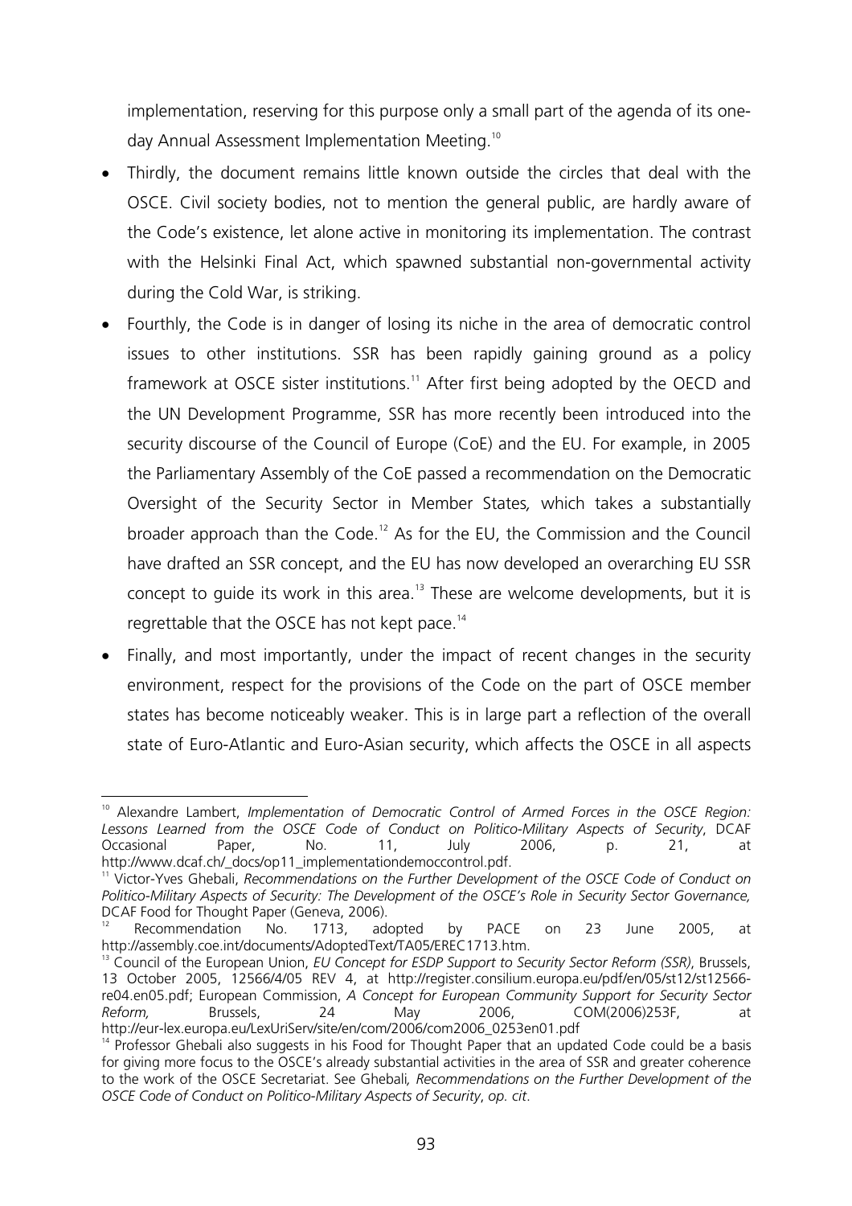implementation, reserving for this purpose only a small part of the agenda of its one-day Annual Assessment Implementation Meeting.[10]

- Thirdly, the document remains little known outside the circles that deal with the OSCE. Civil society bodies, not to mention the general public, are hardly aware of the Code's existence, let alone active in monitoring its implementation. The contrast with the Helsinki Final Act, which spawned substantial non-governmental activity during the Cold War, is striking.
- Fourthly, the Code is in danger of losing its niche in the area of democratic control issues to other institutions. SSR has been rapidly gaining ground as a policy framework at OSCE sister institutions.[11] After first being adopted by the OECD and the UN Development Programme, SSR has more recently been introduced into the security discourse of the Council of Europe (CoE) and the EU. For example, in 2005 the Parliamentary Assembly of the CoE passed a recommendation on the Democratic Oversight of the Security Sector in Member States*,* which takes a substantially broader approach than the Code.[12] As for the EU, the Commission and the Council have drafted an SSR concept, and the EU has now developed an overarching EU SSR concept to guide its work in this area.[13] These are welcome developments, but it is regrettable that the OSCE has not kept pace.[14]
- Finally, and most importantly, under the impact of recent changes in the security environment, respect for the provisions of the Code on the part of OSCE member states has become noticeably weaker. This is in large part a reflection of the overall state of Euro-Atlantic and Euro-Asian security, which affects the OSCE in all aspects

---

[10] Alexandre Lambert, *Implementation of Democratic Control of Armed Forces in the OSCE Region: Lessons Learned from the OSCE Code of Conduct on Politico-Military Aspects of Security*, DCAF Occasional Paper, No. 11, July 2006, p. 21, at http://www.dcaf.ch/_docs/op11_implementationdemoccontrol.pdf.

[11] Victor-Yves Ghebali, *Recommendations on the Further Development of the OSCE Code of Conduct on Politico-Military Aspects of Security: The Development of the OSCE's Role in Security Sector Governance,* DCAF Food for Thought Paper (Geneva, 2006).

[12] Recommendation No. 1713, adopted by PACE on 23 June 2005, at http://assembly.coe.int/documents/AdoptedText/TA05/EREC1713.htm.

[13] Council of the European Union, *EU Concept for ESDP Support to Security Sector Reform (SSR)*, Brussels, 13 October 2005, 12566/4/05 REV 4, at http://register.consilium.europa.eu/pdf/en/05/st12/st12566-re04.en05.pdf; European Commission, *A Concept for European Community Support for Security Sector Reform,* Brussels, 24 May 2006, COM(2006)253F, at http://eur-lex.europa.eu/LexUriServ/site/en/com/2006/com2006_0253en01.pdf

[14] Professor Ghebali also suggests in his Food for Thought Paper that an updated Code could be a basis for giving more focus to the OSCE's already substantial activities in the area of SSR and greater coherence to the work of the OSCE Secretariat. See Ghebali*, Recommendations on the Further Development of the OSCE Code of Conduct on Politico-Military Aspects of Security*, *op. cit*.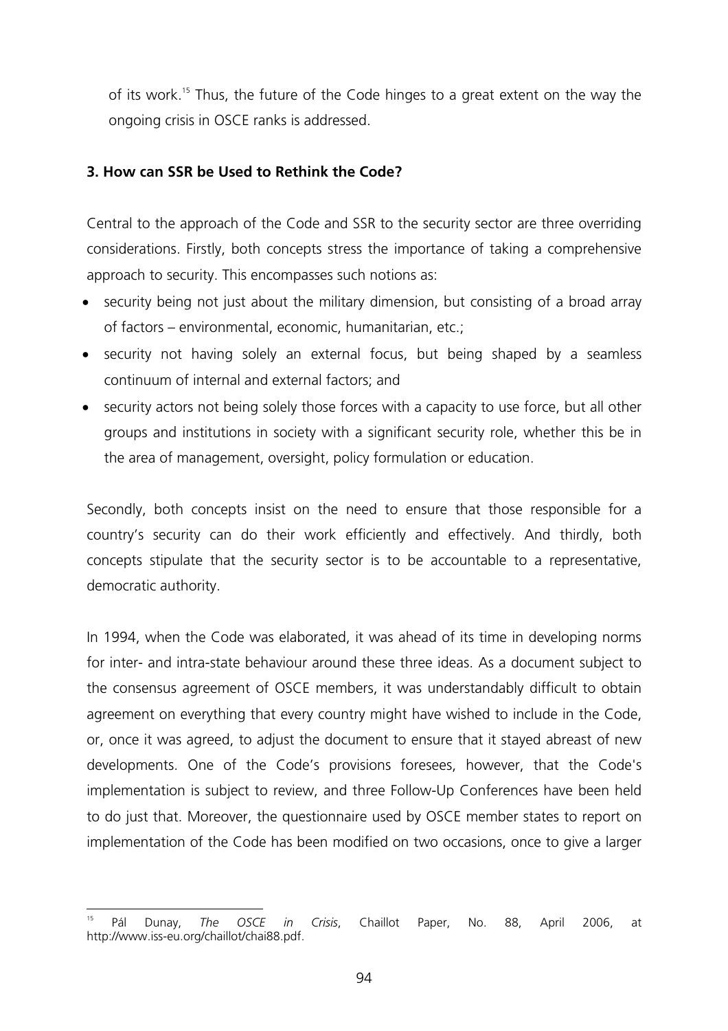of its work.[15] Thus, the future of the Code hinges to a great extent on the way the ongoing crisis in OSCE ranks is addressed.

### 3. How can SSR be Used to Rethink the Code?

Central to the approach of the Code and SSR to the security sector are three overriding considerations. Firstly, both concepts stress the importance of taking a comprehensive approach to security. This encompasses such notions as:

- security being not just about the military dimension, but consisting of a broad array of factors – environmental, economic, humanitarian, etc.;
- security not having solely an external focus, but being shaped by a seamless continuum of internal and external factors; and
- security actors not being solely those forces with a capacity to use force, but all other groups and institutions in society with a significant security role, whether this be in the area of management, oversight, policy formulation or education.

Secondly, both concepts insist on the need to ensure that those responsible for a country's security can do their work efficiently and effectively. And thirdly, both concepts stipulate that the security sector is to be accountable to a representative, democratic authority.

In 1994, when the Code was elaborated, it was ahead of its time in developing norms for inter- and intra-state behaviour around these three ideas. As a document subject to the consensus agreement of OSCE members, it was understandably difficult to obtain agreement on everything that every country might have wished to include in the Code, or, once it was agreed, to adjust the document to ensure that it stayed abreast of new developments. One of the Code's provisions foresees, however, that the Code's implementation is subject to review, and three Follow-Up Conferences have been held to do just that. Moreover, the questionnaire used by OSCE member states to report on implementation of the Code has been modified on two occasions, once to give a larger

---

[15] Pál Dunay, *The OSCE in Crisis*, Chaillot Paper, No. 88, April 2006, at http://www.iss-eu.org/chaillot/chai88.pdf.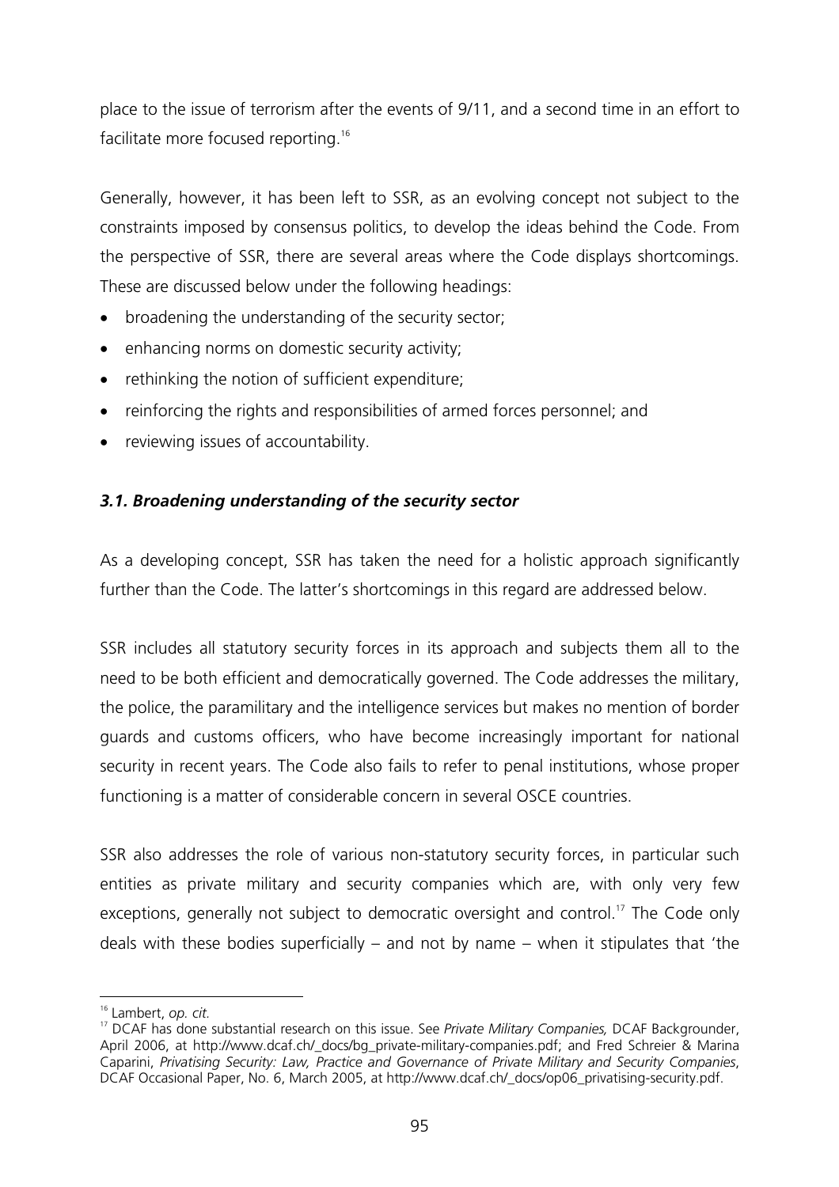place to the issue of terrorism after the events of 9/11, and a second time in an effort to facilitate more focused reporting.[16]

Generally, however, it has been left to SSR, as an evolving concept not subject to the constraints imposed by consensus politics, to develop the ideas behind the Code. From the perspective of SSR, there are several areas where the Code displays shortcomings. These are discussed below under the following headings:

- broadening the understanding of the security sector;
- enhancing norms on domestic security activity;
- rethinking the notion of sufficient expenditure;
- reinforcing the rights and responsibilities of armed forces personnel; and
- reviewing issues of accountability.

### *3.1. Broadening understanding of the security sector*

As a developing concept, SSR has taken the need for a holistic approach significantly further than the Code. The latter's shortcomings in this regard are addressed below.

SSR includes all statutory security forces in its approach and subjects them all to the need to be both efficient and democratically governed. The Code addresses the military, the police, the paramilitary and the intelligence services but makes no mention of border guards and customs officers, who have become increasingly important for national security in recent years. The Code also fails to refer to penal institutions, whose proper functioning is a matter of considerable concern in several OSCE countries.

SSR also addresses the role of various non-statutory security forces, in particular such entities as private military and security companies which are, with only very few exceptions, generally not subject to democratic oversight and control.[17] The Code only deals with these bodies superficially – and not by name – when it stipulates that 'the

---

[16] Lambert, *op. cit.*

[17] DCAF has done substantial research on this issue. See *Private Military Companies,* DCAF Backgrounder, April 2006, at http://www.dcaf.ch/_docs/bg_private-military-companies.pdf; and Fred Schreier & Marina Caparini, *Privatising Security: Law, Practice and Governance of Private Military and Security Companies*, DCAF Occasional Paper, No. 6, March 2005, at http://www.dcaf.ch/_docs/op06_privatising-security.pdf.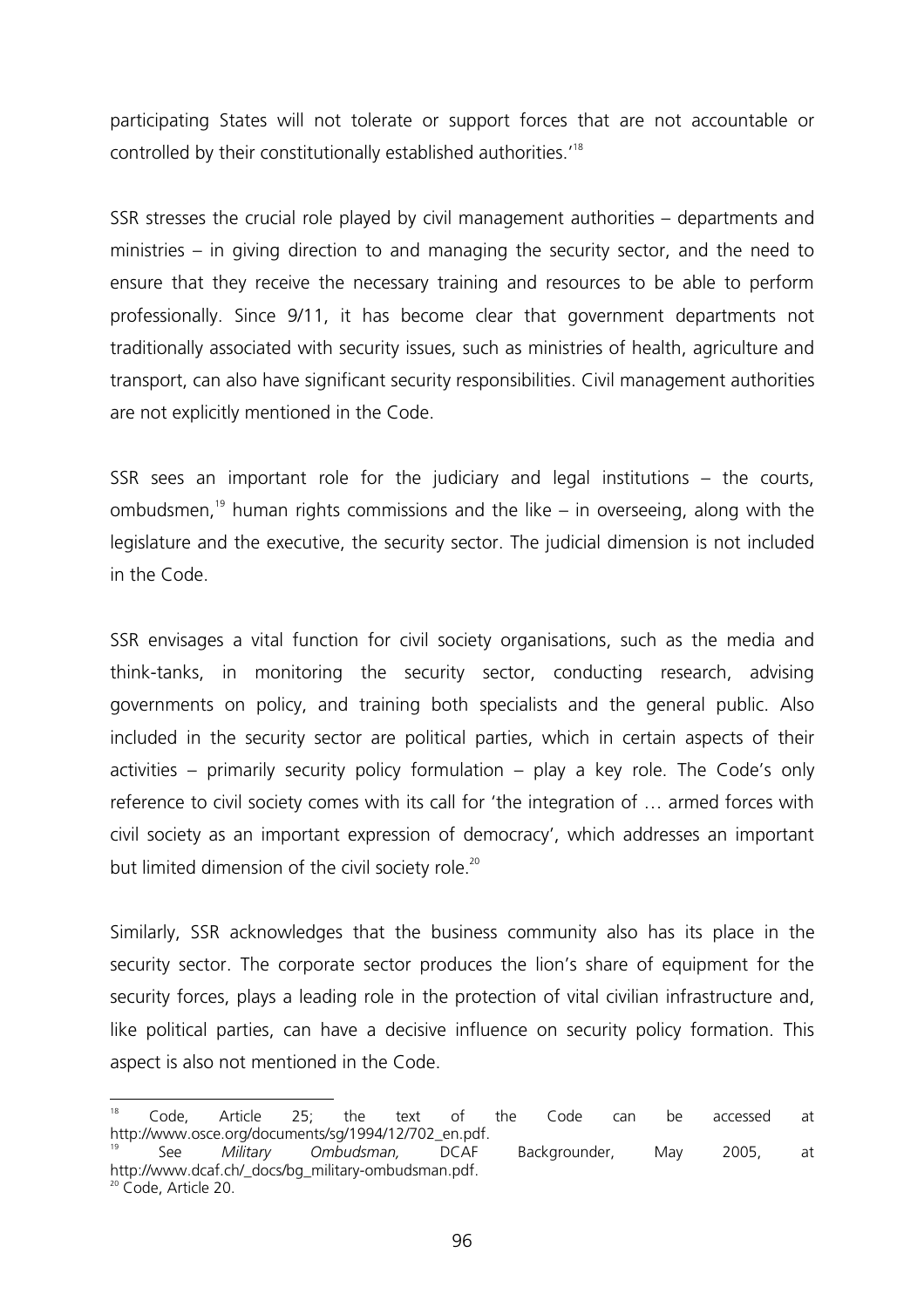participating States will not tolerate or support forces that are not accountable or controlled by their constitutionally established authorities.'[18]

SSR stresses the crucial role played by civil management authorities – departments and ministries – in giving direction to and managing the security sector, and the need to ensure that they receive the necessary training and resources to be able to perform professionally. Since 9/11, it has become clear that government departments not traditionally associated with security issues, such as ministries of health, agriculture and transport, can also have significant security responsibilities. Civil management authorities are not explicitly mentioned in the Code.

SSR sees an important role for the judiciary and legal institutions – the courts, ombudsmen,[19] human rights commissions and the like – in overseeing, along with the legislature and the executive, the security sector. The judicial dimension is not included in the Code.

SSR envisages a vital function for civil society organisations, such as the media and think-tanks, in monitoring the security sector, conducting research, advising governments on policy, and training both specialists and the general public. Also included in the security sector are political parties, which in certain aspects of their activities – primarily security policy formulation – play a key role. The Code's only reference to civil society comes with its call for 'the integration of … armed forces with civil society as an important expression of democracy', which addresses an important but limited dimension of the civil society role.[20]

Similarly, SSR acknowledges that the business community also has its place in the security sector. The corporate sector produces the lion's share of equipment for the security forces, plays a leading role in the protection of vital civilian infrastructure and, like political parties, can have a decisive influence on security policy formation. This aspect is also not mentioned in the Code.

---

[18] Code, Article 25; the text of the Code can be accessed at http://www.osce.org/documents/sg/1994/12/702_en.pdf.

[19] See *Military Ombudsman,* DCAF Backgrounder, May 2005, at http://www.dcaf.ch/_docs/bg_military-ombudsman.pdf.

[20] Code, Article 20.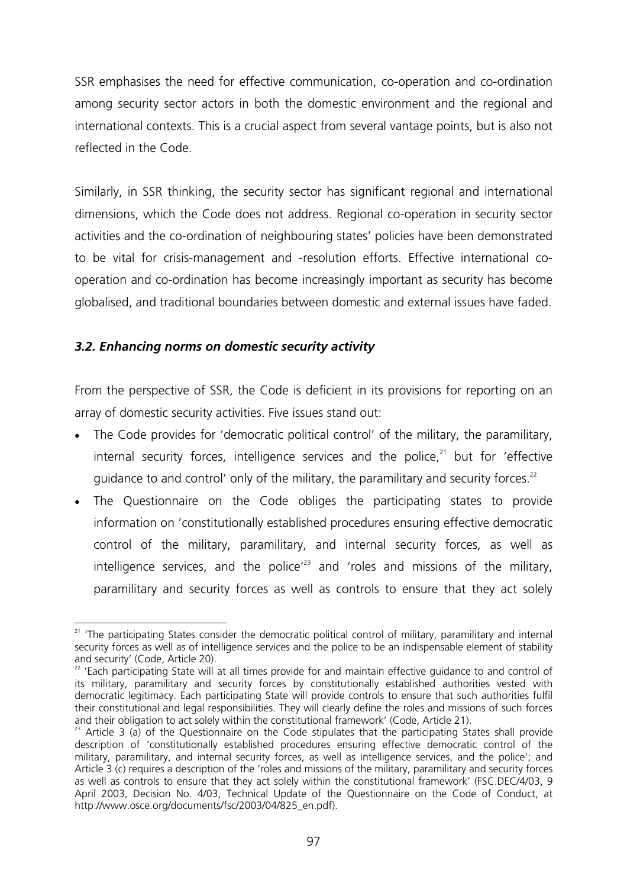SSR emphasises the need for effective communication, co-operation and co-ordination among security sector actors in both the domestic environment and the regional and international contexts. This is a crucial aspect from several vantage points, but is also not reflected in the Code.

Similarly, in SSR thinking, the security sector has significant regional and international dimensions, which the Code does not address. Regional co-operation in security sector activities and the co-ordination of neighbouring states' policies have been demonstrated to be vital for crisis-management and -resolution efforts. Effective international co-operation and co-ordination has become increasingly important as security has become globalised, and traditional boundaries between domestic and external issues have faded.

### *3.2. Enhancing norms on domestic security activity*

From the perspective of SSR, the Code is deficient in its provisions for reporting on an array of domestic security activities. Five issues stand out:

- The Code provides for 'democratic political control' of the military, the paramilitary, internal security forces, intelligence services and the police,[21] but for 'effective guidance to and control' only of the military, the paramilitary and security forces.[22]
- The Questionnaire on the Code obliges the participating states to provide information on 'constitutionally established procedures ensuring effective democratic control of the military, paramilitary, and internal security forces, as well as intelligence services, and the police'[23] and 'roles and missions of the military, paramilitary and security forces as well as controls to ensure that they act solely

[21] 'The participating States consider the democratic political control of military, paramilitary and internal security forces as well as of intelligence services and the police to be an indispensable element of stability and security' (Code, Article 20).

[22] 'Each participating State will at all times provide for and maintain effective guidance to and control of its military, paramilitary and security forces by constitutionally established authorities vested with democratic legitimacy. Each participating State will provide controls to ensure that such authorities fulfil their constitutional and legal responsibilities. They will clearly define the roles and missions of such forces and their obligation to act solely within the constitutional framework' (Code, Article 21).

[23] Article 3 (a) of the Questionnaire on the Code stipulates that the participating States shall provide description of 'constitutionally established procedures ensuring effective democratic control of the military, paramilitary, and internal security forces, as well as intelligence services, and the police'; and Article 3 (c) requires a description of the 'roles and missions of the military, paramilitary and security forces as well as controls to ensure that they act solely within the constitutional framework' (FSC.DEC/4/03, 9 April 2003, Decision No. 4/03, Technical Update of the Questionnaire on the Code of Conduct, at http://www.osce.org/documents/fsc/2003/04/825_en.pdf).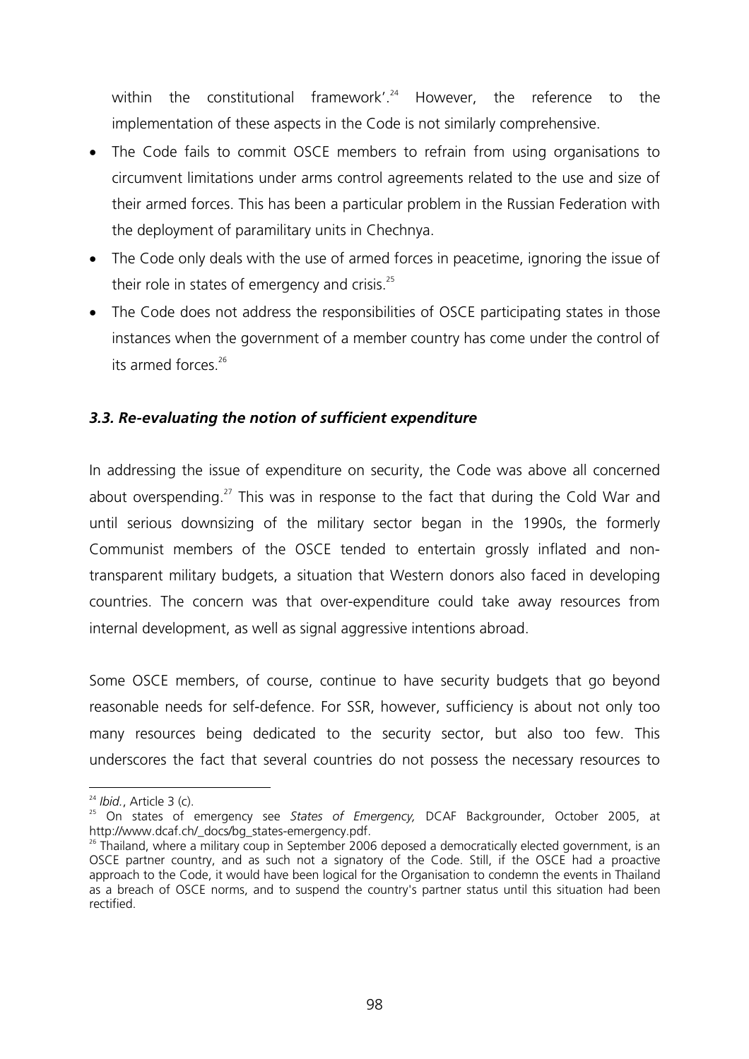within the constitutional framework'.[24] However, the reference to the implementation of these aspects in the Code is not similarly comprehensive.

- The Code fails to commit OSCE members to refrain from using organisations to circumvent limitations under arms control agreements related to the use and size of their armed forces. This has been a particular problem in the Russian Federation with the deployment of paramilitary units in Chechnya.
- The Code only deals with the use of armed forces in peacetime, ignoring the issue of their role in states of emergency and crisis.[25]
- The Code does not address the responsibilities of OSCE participating states in those instances when the government of a member country has come under the control of its armed forces.[26]

### *3.3. Re-evaluating the notion of sufficient expenditure*

In addressing the issue of expenditure on security, the Code was above all concerned about overspending.[27] This was in response to the fact that during the Cold War and until serious downsizing of the military sector began in the 1990s, the formerly Communist members of the OSCE tended to entertain grossly inflated and non-transparent military budgets, a situation that Western donors also faced in developing countries. The concern was that over-expenditure could take away resources from internal development, as well as signal aggressive intentions abroad.

Some OSCE members, of course, continue to have security budgets that go beyond reasonable needs for self-defence. For SSR, however, sufficiency is about not only too many resources being dedicated to the security sector, but also too few. This underscores the fact that several countries do not possess the necessary resources to

---

[24] *Ibid.*, Article 3 (c).

[25] On states of emergency see *States of Emergency,* DCAF Backgrounder, October 2005, at http://www.dcaf.ch/_docs/bg_states-emergency.pdf.

[26] Thailand, where a military coup in September 2006 deposed a democratically elected government, is an OSCE partner country, and as such not a signatory of the Code. Still, if the OSCE had a proactive approach to the Code, it would have been logical for the Organisation to condemn the events in Thailand as a breach of OSCE norms, and to suspend the country's partner status until this situation had been rectified.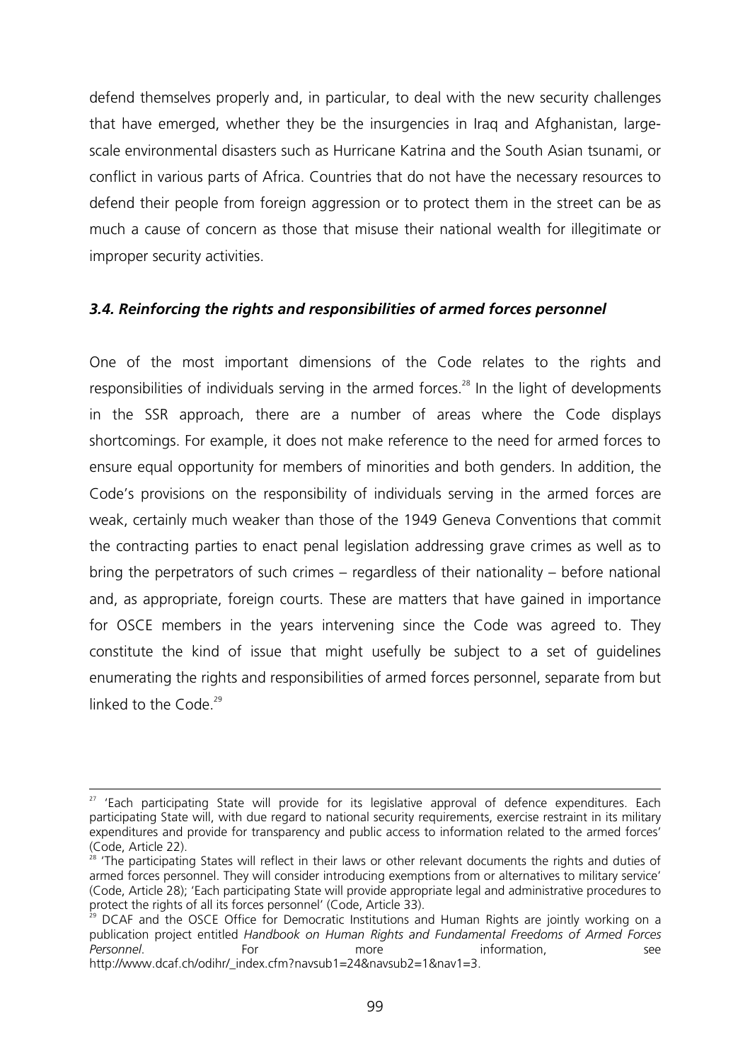defend themselves properly and, in particular, to deal with the new security challenges that have emerged, whether they be the insurgencies in Iraq and Afghanistan, large-scale environmental disasters such as Hurricane Katrina and the South Asian tsunami, or conflict in various parts of Africa. Countries that do not have the necessary resources to defend their people from foreign aggression or to protect them in the street can be as much a cause of concern as those that misuse their national wealth for illegitimate or improper security activities.

### *3.4. Reinforcing the rights and responsibilities of armed forces personnel*

One of the most important dimensions of the Code relates to the rights and responsibilities of individuals serving in the armed forces.[28] In the light of developments in the SSR approach, there are a number of areas where the Code displays shortcomings. For example, it does not make reference to the need for armed forces to ensure equal opportunity for members of minorities and both genders. In addition, the Code's provisions on the responsibility of individuals serving in the armed forces are weak, certainly much weaker than those of the 1949 Geneva Conventions that commit the contracting parties to enact penal legislation addressing grave crimes as well as to bring the perpetrators of such crimes – regardless of their nationality – before national and, as appropriate, foreign courts. These are matters that have gained in importance for OSCE members in the years intervening since the Code was agreed to. They constitute the kind of issue that might usefully be subject to a set of guidelines enumerating the rights and responsibilities of armed forces personnel, separate from but linked to the Code.[29]

---

[27] 'Each participating State will provide for its legislative approval of defence expenditures. Each participating State will, with due regard to national security requirements, exercise restraint in its military expenditures and provide for transparency and public access to information related to the armed forces' (Code, Article 22).

[28] 'The participating States will reflect in their laws or other relevant documents the rights and duties of armed forces personnel. They will consider introducing exemptions from or alternatives to military service' (Code, Article 28); 'Each participating State will provide appropriate legal and administrative procedures to protect the rights of all its forces personnel' (Code, Article 33).

[29] DCAF and the OSCE Office for Democratic Institutions and Human Rights are jointly working on a publication project entitled *Handbook on Human Rights and Fundamental Freedoms of Armed Forces Personnel*. For more information, see http://www.dcaf.ch/odihr/_index.cfm?navsub1=24&navsub2=1&nav1=3.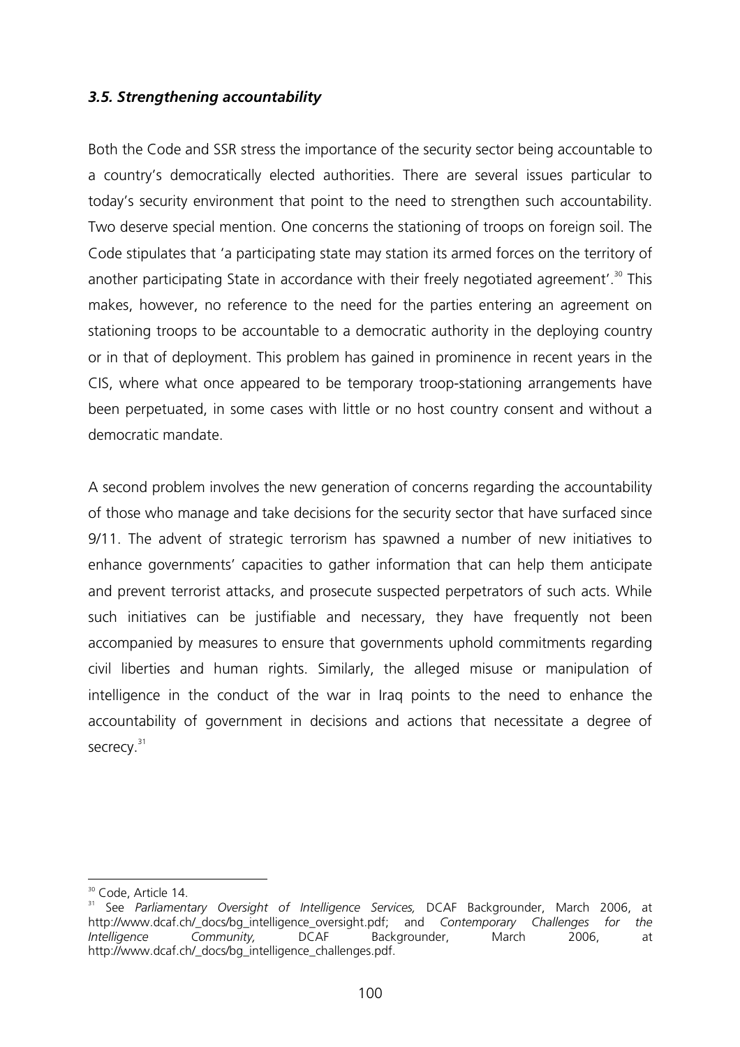### *3.5. Strengthening accountability*

Both the Code and SSR stress the importance of the security sector being accountable to a country's democratically elected authorities. There are several issues particular to today's security environment that point to the need to strengthen such accountability. Two deserve special mention. One concerns the stationing of troops on foreign soil. The Code stipulates that 'a participating state may station its armed forces on the territory of another participating State in accordance with their freely negotiated agreement'.[30] This makes, however, no reference to the need for the parties entering an agreement on stationing troops to be accountable to a democratic authority in the deploying country or in that of deployment. This problem has gained in prominence in recent years in the CIS, where what once appeared to be temporary troop-stationing arrangements have been perpetuated, in some cases with little or no host country consent and without a democratic mandate.

A second problem involves the new generation of concerns regarding the accountability of those who manage and take decisions for the security sector that have surfaced since 9/11. The advent of strategic terrorism has spawned a number of new initiatives to enhance governments' capacities to gather information that can help them anticipate and prevent terrorist attacks, and prosecute suspected perpetrators of such acts. While such initiatives can be justifiable and necessary, they have frequently not been accompanied by measures to ensure that governments uphold commitments regarding civil liberties and human rights. Similarly, the alleged misuse or manipulation of intelligence in the conduct of the war in Iraq points to the need to enhance the accountability of government in decisions and actions that necessitate a degree of secrecy.[31]

---

[30] Code, Article 14.

[31] See *Parliamentary Oversight of Intelligence Services,* DCAF Backgrounder, March 2006, at http://www.dcaf.ch/_docs/bg_intelligence_oversight.pdf; and *Contemporary Challenges for the Intelligence Community,* DCAF Backgrounder, March 2006, at http://www.dcaf.ch/_docs/bg_intelligence_challenges.pdf.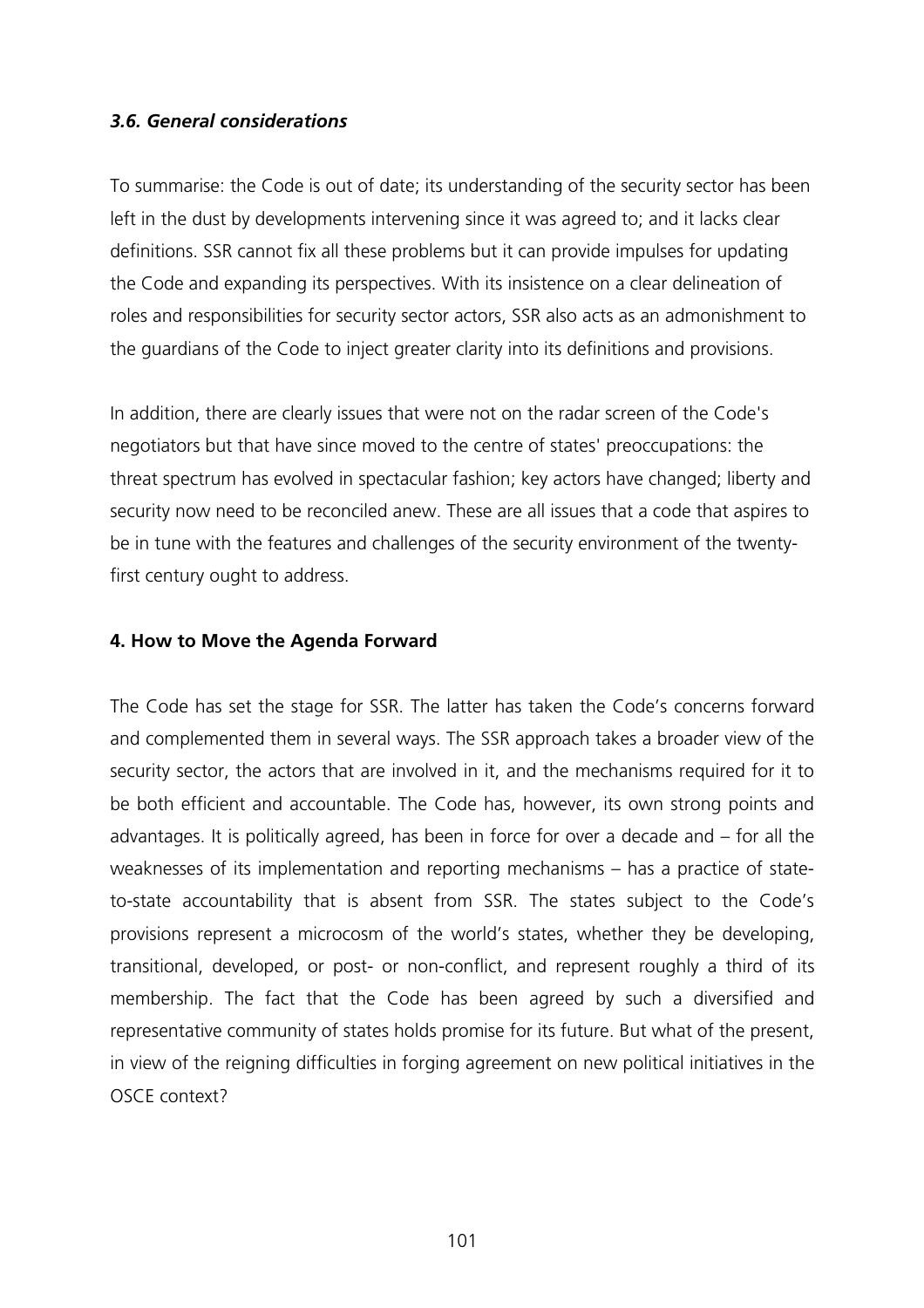### *3.6. General considerations*

To summarise: the Code is out of date; its understanding of the security sector has been left in the dust by developments intervening since it was agreed to; and it lacks clear definitions. SSR cannot fix all these problems but it can provide impulses for updating the Code and expanding its perspectives. With its insistence on a clear delineation of roles and responsibilities for security sector actors, SSR also acts as an admonishment to the guardians of the Code to inject greater clarity into its definitions and provisions.

In addition, there are clearly issues that were not on the radar screen of the Code's negotiators but that have since moved to the centre of states' preoccupations: the threat spectrum has evolved in spectacular fashion; key actors have changed; liberty and security now need to be reconciled anew. These are all issues that a code that aspires to be in tune with the features and challenges of the security environment of the twenty-first century ought to address.

## 4. How to Move the Agenda Forward

The Code has set the stage for SSR. The latter has taken the Code's concerns forward and complemented them in several ways. The SSR approach takes a broader view of the security sector, the actors that are involved in it, and the mechanisms required for it to be both efficient and accountable. The Code has, however, its own strong points and advantages. It is politically agreed, has been in force for over a decade and – for all the weaknesses of its implementation and reporting mechanisms – has a practice of state-to-state accountability that is absent from SSR. The states subject to the Code's provisions represent a microcosm of the world's states, whether they be developing, transitional, developed, or post- or non-conflict, and represent roughly a third of its membership. The fact that the Code has been agreed by such a diversified and representative community of states holds promise for its future. But what of the present, in view of the reigning difficulties in forging agreement on new political initiatives in the OSCE context?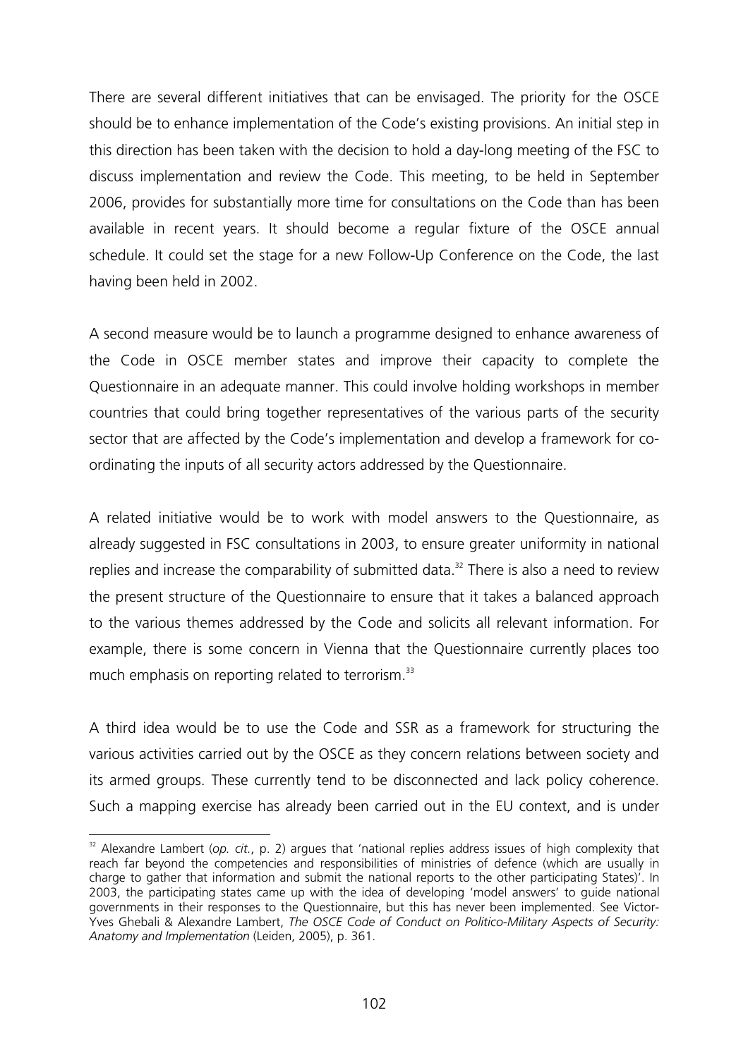There are several different initiatives that can be envisaged. The priority for the OSCE should be to enhance implementation of the Code's existing provisions. An initial step in this direction has been taken with the decision to hold a day-long meeting of the FSC to discuss implementation and review the Code. This meeting, to be held in September 2006, provides for substantially more time for consultations on the Code than has been available in recent years. It should become a regular fixture of the OSCE annual schedule. It could set the stage for a new Follow-Up Conference on the Code, the last having been held in 2002.

A second measure would be to launch a programme designed to enhance awareness of the Code in OSCE member states and improve their capacity to complete the Questionnaire in an adequate manner. This could involve holding workshops in member countries that could bring together representatives of the various parts of the security sector that are affected by the Code's implementation and develop a framework for co-ordinating the inputs of all security actors addressed by the Questionnaire.

A related initiative would be to work with model answers to the Questionnaire, as already suggested in FSC consultations in 2003, to ensure greater uniformity in national replies and increase the comparability of submitted data.[32] There is also a need to review the present structure of the Questionnaire to ensure that it takes a balanced approach to the various themes addressed by the Code and solicits all relevant information. For example, there is some concern in Vienna that the Questionnaire currently places too much emphasis on reporting related to terrorism.[33]

A third idea would be to use the Code and SSR as a framework for structuring the various activities carried out by the OSCE as they concern relations between society and its armed groups. These currently tend to be disconnected and lack policy coherence. Such a mapping exercise has already been carried out in the EU context, and is under

---

[32] Alexandre Lambert (*op. cit.*, p. 2) argues that 'national replies address issues of high complexity that reach far beyond the competencies and responsibilities of ministries of defence (which are usually in charge to gather that information and submit the national reports to the other participating States)'. In 2003, the participating states came up with the idea of developing 'model answers' to guide national governments in their responses to the Questionnaire, but this has never been implemented. See Victor-Yves Ghebali & Alexandre Lambert, *The OSCE Code of Conduct on Politico-Military Aspects of Security: Anatomy and Implementation* (Leiden, 2005), p. 361.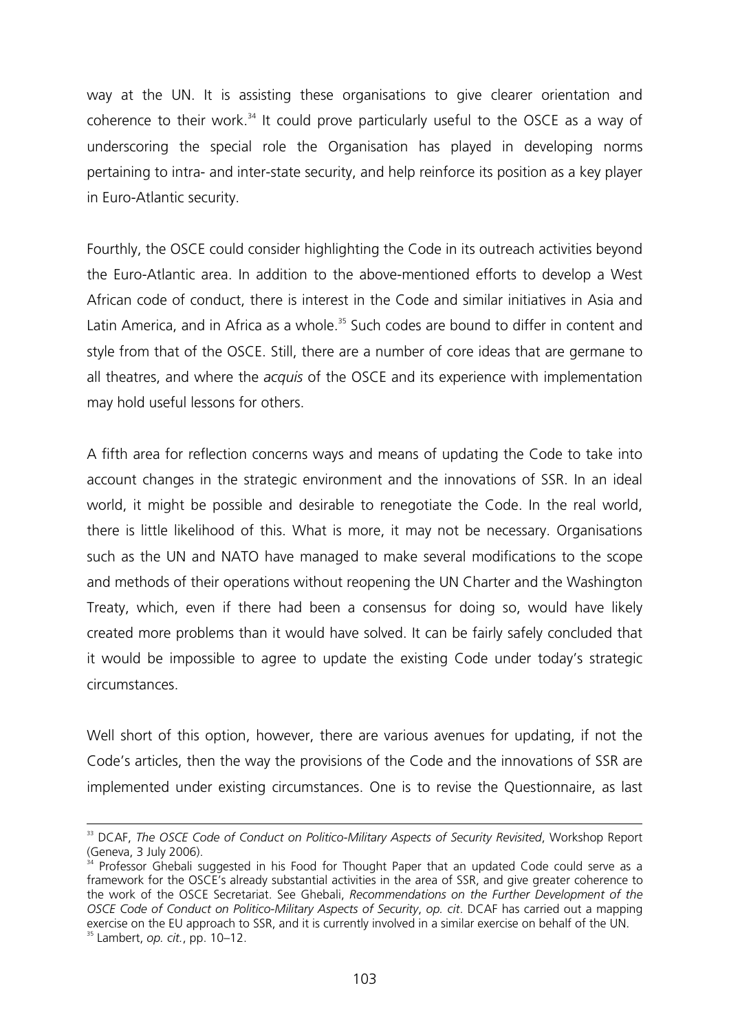way at the UN. It is assisting these organisations to give clearer orientation and coherence to their work.[34] It could prove particularly useful to the OSCE as a way of underscoring the special role the Organisation has played in developing norms pertaining to intra- and inter-state security, and help reinforce its position as a key player in Euro-Atlantic security.

Fourthly, the OSCE could consider highlighting the Code in its outreach activities beyond the Euro-Atlantic area. In addition to the above-mentioned efforts to develop a West African code of conduct, there is interest in the Code and similar initiatives in Asia and Latin America, and in Africa as a whole.[35] Such codes are bound to differ in content and style from that of the OSCE. Still, there are a number of core ideas that are germane to all theatres, and where the *acquis* of the OSCE and its experience with implementation may hold useful lessons for others.

A fifth area for reflection concerns ways and means of updating the Code to take into account changes in the strategic environment and the innovations of SSR. In an ideal world, it might be possible and desirable to renegotiate the Code. In the real world, there is little likelihood of this. What is more, it may not be necessary. Organisations such as the UN and NATO have managed to make several modifications to the scope and methods of their operations without reopening the UN Charter and the Washington Treaty, which, even if there had been a consensus for doing so, would have likely created more problems than it would have solved. It can be fairly safely concluded that it would be impossible to agree to update the existing Code under today's strategic circumstances.

Well short of this option, however, there are various avenues for updating, if not the Code's articles, then the way the provisions of the Code and the innovations of SSR are implemented under existing circumstances. One is to revise the Questionnaire, as last

---

[33] DCAF, *The OSCE Code of Conduct on Politico-Military Aspects of Security Revisited*, Workshop Report (Geneva, 3 July 2006).

[34] Professor Ghebali suggested in his Food for Thought Paper that an updated Code could serve as a framework for the OSCE's already substantial activities in the area of SSR, and give greater coherence to the work of the OSCE Secretariat. See Ghebali, *Recommendations on the Further Development of the OSCE Code of Conduct on Politico-Military Aspects of Security*, *op. cit*. DCAF has carried out a mapping exercise on the EU approach to SSR, and it is currently involved in a similar exercise on behalf of the UN.

[35] Lambert, *op. cit.*, pp. 10–12.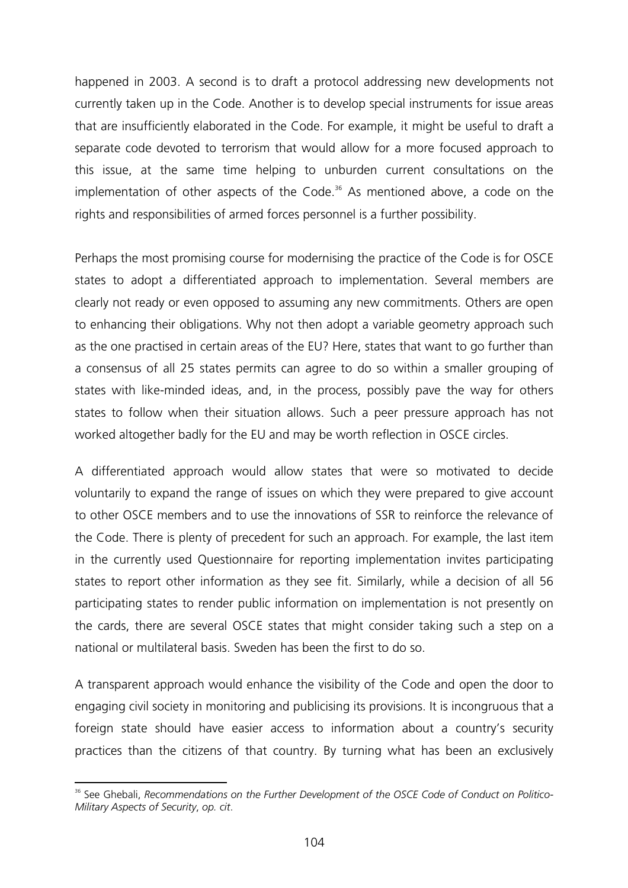happened in 2003. A second is to draft a protocol addressing new developments not currently taken up in the Code. Another is to develop special instruments for issue areas that are insufficiently elaborated in the Code. For example, it might be useful to draft a separate code devoted to terrorism that would allow for a more focused approach to this issue, at the same time helping to unburden current consultations on the implementation of other aspects of the Code.[36] As mentioned above, a code on the rights and responsibilities of armed forces personnel is a further possibility.

Perhaps the most promising course for modernising the practice of the Code is for OSCE states to adopt a differentiated approach to implementation. Several members are clearly not ready or even opposed to assuming any new commitments. Others are open to enhancing their obligations. Why not then adopt a variable geometry approach such as the one practised in certain areas of the EU? Here, states that want to go further than a consensus of all 25 states permits can agree to do so within a smaller grouping of states with like-minded ideas, and, in the process, possibly pave the way for others states to follow when their situation allows. Such a peer pressure approach has not worked altogether badly for the EU and may be worth reflection in OSCE circles.

A differentiated approach would allow states that were so motivated to decide voluntarily to expand the range of issues on which they were prepared to give account to other OSCE members and to use the innovations of SSR to reinforce the relevance of the Code. There is plenty of precedent for such an approach. For example, the last item in the currently used Questionnaire for reporting implementation invites participating states to report other information as they see fit. Similarly, while a decision of all 56 participating states to render public information on implementation is not presently on the cards, there are several OSCE states that might consider taking such a step on a national or multilateral basis. Sweden has been the first to do so.

A transparent approach would enhance the visibility of the Code and open the door to engaging civil society in monitoring and publicising its provisions. It is incongruous that a foreign state should have easier access to information about a country's security practices than the citizens of that country. By turning what has been an exclusively

[36] See Ghebali, *Recommendations on the Further Development of the OSCE Code of Conduct on Politico-Military Aspects of Security*, *op. cit*.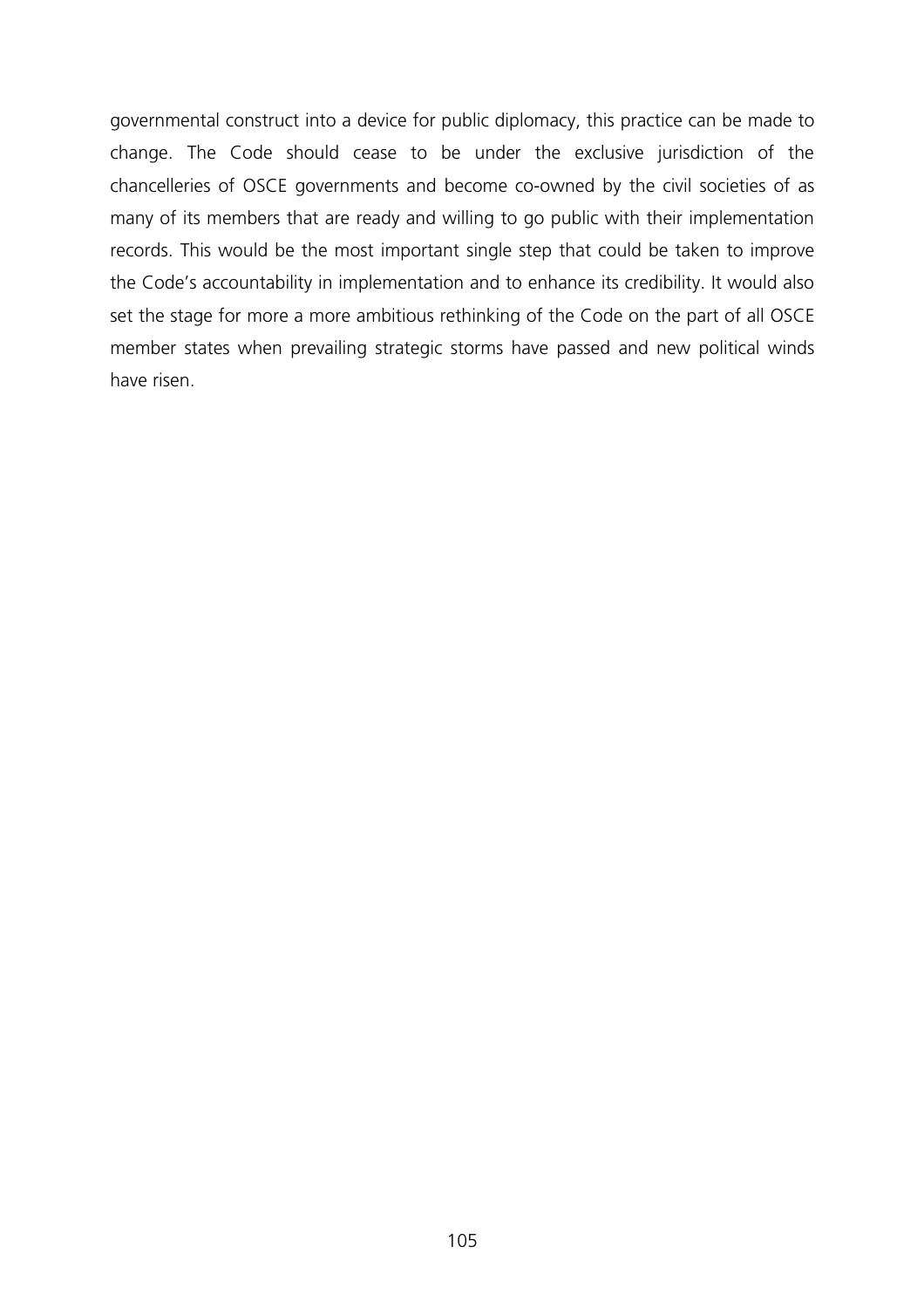governmental construct into a device for public diplomacy, this practice can be made to change. The Code should cease to be under the exclusive jurisdiction of the chancelleries of OSCE governments and become co-owned by the civil societies of as many of its members that are ready and willing to go public with their implementation records. This would be the most important single step that could be taken to improve the Code's accountability in implementation and to enhance its credibility. It would also set the stage for more a more ambitious rethinking of the Code on the part of all OSCE member states when prevailing strategic storms have passed and new political winds have risen.